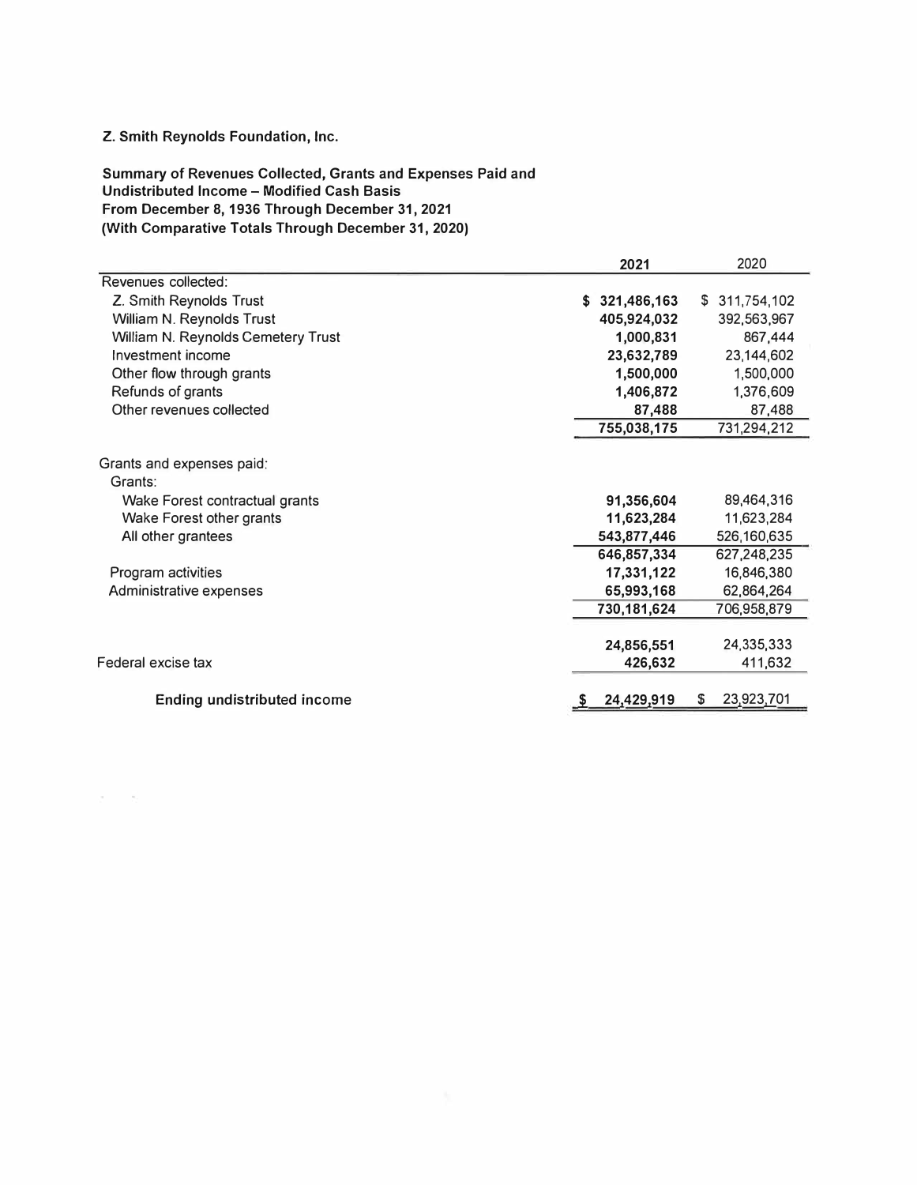**Z. Smith Reynolds Foundation, Inc.**

**Summary of Revenues Collected, Grants and Expenses Paid and Undistributed Income – Modified Cash Basis**
**From December 8, 1936 Through December 31, 2021**
**(With Comparative Totals Through December 31, 2020)**

| | 2021 | 2020 |
|---|---|---|
| Revenues collected: | | |
| Z. Smith Reynolds Trust | $ 321,486,163 | $ 311,754,102 |
| William N. Reynolds Trust | 405,924,032 | 392,563,967 |
| William N. Reynolds Cemetery Trust | 1,000,831 | 867,444 |
| Investment income | 23,632,789 | 23,144,602 |
| Other flow through grants | 1,500,000 | 1,500,000 |
| Refunds of grants | 1,406,872 | 1,376,609 |
| Other revenues collected | 87,488 | 87,488 |
| | 755,038,175 | 731,294,212 |
| Grants and expenses paid: | | |
| Grants: | | |
| Wake Forest contractual grants | 91,356,604 | 89,464,316 |
| Wake Forest other grants | 11,623,284 | 11,623,284 |
| All other grantees | 543,877,446 | 526,160,635 |
| | 646,857,334 | 627,248,235 |
| Program activities | 17,331,122 | 16,846,380 |
| Administrative expenses | 65,993,168 | 62,864,264 |
| | 730,181,624 | 706,958,879 |
| | 24,856,551 | 24,335,333 |
| Federal excise tax | 426,632 | 411,632 |
| **Ending undistributed income** | $ 24,429,919 | $ 23,923,701 |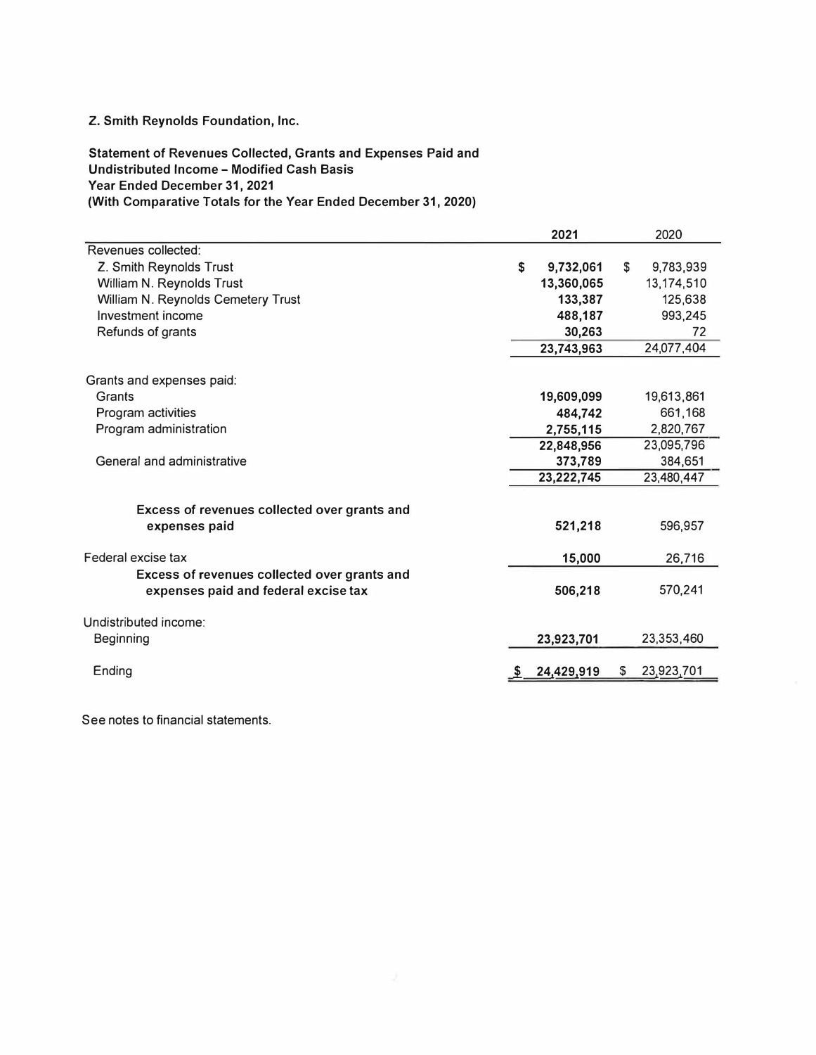**Z. Smith Reynolds Foundation, Inc.**

**Statement of Revenues Collected, Grants and Expenses Paid and Undistributed Income – Modified Cash Basis**
**Year Ended December 31, 2021**
**(With Comparative Totals for the Year Ended December 31, 2020)**

| | 2021 | 2020 |
|---|---|---|
| Revenues collected: | | |
| Z. Smith Reynolds Trust | $ 9,732,061 | $ 9,783,939 |
| William N. Reynolds Trust | 13,360,065 | 13,174,510 |
| William N. Reynolds Cemetery Trust | 133,387 | 125,638 |
| Investment income | 488,187 | 993,245 |
| Refunds of grants | 30,263 | 72 |
| | 23,743,963 | 24,077,404 |
| Grants and expenses paid: | | |
| Grants | 19,609,099 | 19,613,861 |
| Program activities | 484,742 | 661,168 |
| Program administration | 2,755,115 | 2,820,767 |
| | 22,848,956 | 23,095,796 |
| General and administrative | 373,789 | 384,651 |
| | 23,222,745 | 23,480,447 |
| **Excess of revenues collected over grants and expenses paid** | 521,218 | 596,957 |
| Federal excise tax | 15,000 | 26,716 |
| **Excess of revenues collected over grants and expenses paid and federal excise tax** | 506,218 | 570,241 |
| Undistributed income: | | |
| Beginning | 23,923,701 | 23,353,460 |
| Ending | $ 24,429,919 | $ 23,923,701 |

See notes to financial statements.